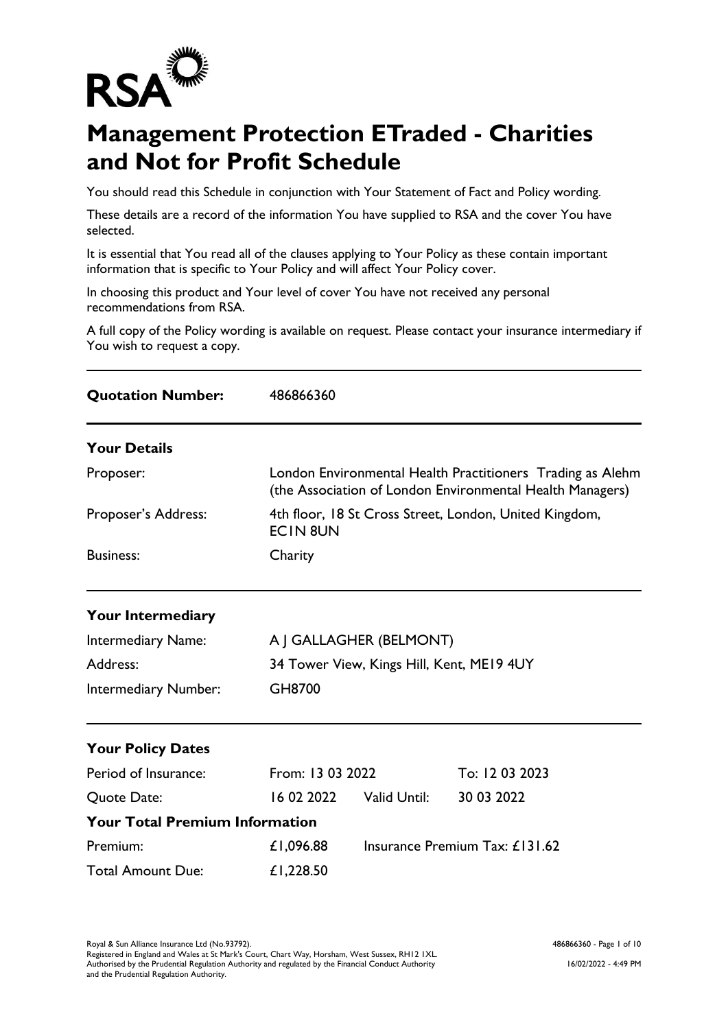RSA

# Management Protection ETraded - Charities and Not for Profit Schedule

You should read this Schedule in conjunction with Your Statement of Fact and Policy wording.

These details are a record of the information You have supplied to RSA and the cover You have selected.

It is essential that You read all of the clauses applying to Your Policy as these contain important information that is specific to Your Policy and will affect Your Policy cover.

In choosing this product and Your level of cover You have not received any personal recommendations from RSA.

A full copy of the Policy wording is available on request. Please contact your insurance intermediary if You wish to request a copy.

---

**Quotation Number:** 486866360

---

### Your Details

| | |
|---|---|
| Proposer: | London Environmental Health Practitioners Trading as Alehm (the Association of London Environmental Health Managers) |
| Proposer's Address: | 4th floor, 18 St Cross Street, London, United Kingdom, EC1N 8UN |
| Business: | Charity |

---

### Your Intermediary

| | |
|---|---|
| Intermediary Name: | A J GALLAGHER (BELMONT) |
| Address: | 34 Tower View, Kings Hill, Kent, ME19 4UY |
| Intermediary Number: | GH8700 |

---

### Your Policy Dates

| | | | |
|---|---|---|---|
| Period of Insurance: | From: 13 03 2022 | | To: 12 03 2023 |
| Quote Date: | 16 02 2022 | Valid Until: | 30 03 2022 |

### Your Total Premium Information

| | | |
|---|---|---|
| Premium: | £1,096.88 | Insurance Premium Tax: £131.62 |
| Total Amount Due: | £1,228.50 | |

Royal & Sun Alliance Insurance Ltd (No.93792).
Registered in England and Wales at St Mark's Court, Chart Way, Horsham, West Sussex, RH12 1XL.
Authorised by the Prudential Regulation Authority and regulated by the Financial Conduct Authority and the Prudential Regulation Authority.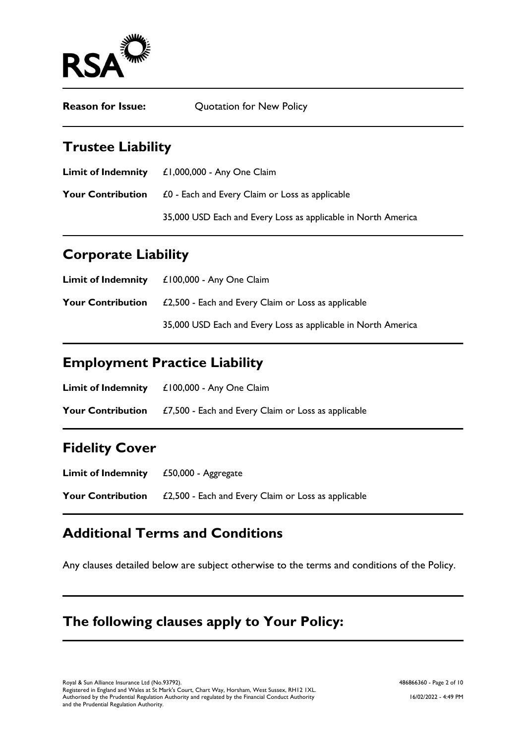**Reason for Issue:** Quotation for New Policy

## Trustee Liability

**Limit of Indemnity** £1,000,000 - Any One Claim

**Your Contribution** £0 - Each and Every Claim or Loss as applicable

35,000 USD Each and Every Loss as applicable in North America

## Corporate Liability

**Limit of Indemnity** £100,000 - Any One Claim

**Your Contribution** £2,500 - Each and Every Claim or Loss as applicable

35,000 USD Each and Every Loss as applicable in North America

## Employment Practice Liability

**Limit of Indemnity** £100,000 - Any One Claim

**Your Contribution** £7,500 - Each and Every Claim or Loss as applicable

## Fidelity Cover

**Limit of Indemnity** £50,000 - Aggregate

**Your Contribution** £2,500 - Each and Every Claim or Loss as applicable

## Additional Terms and Conditions

Any clauses detailed below are subject otherwise to the terms and conditions of the Policy.

## The following clauses apply to Your Policy: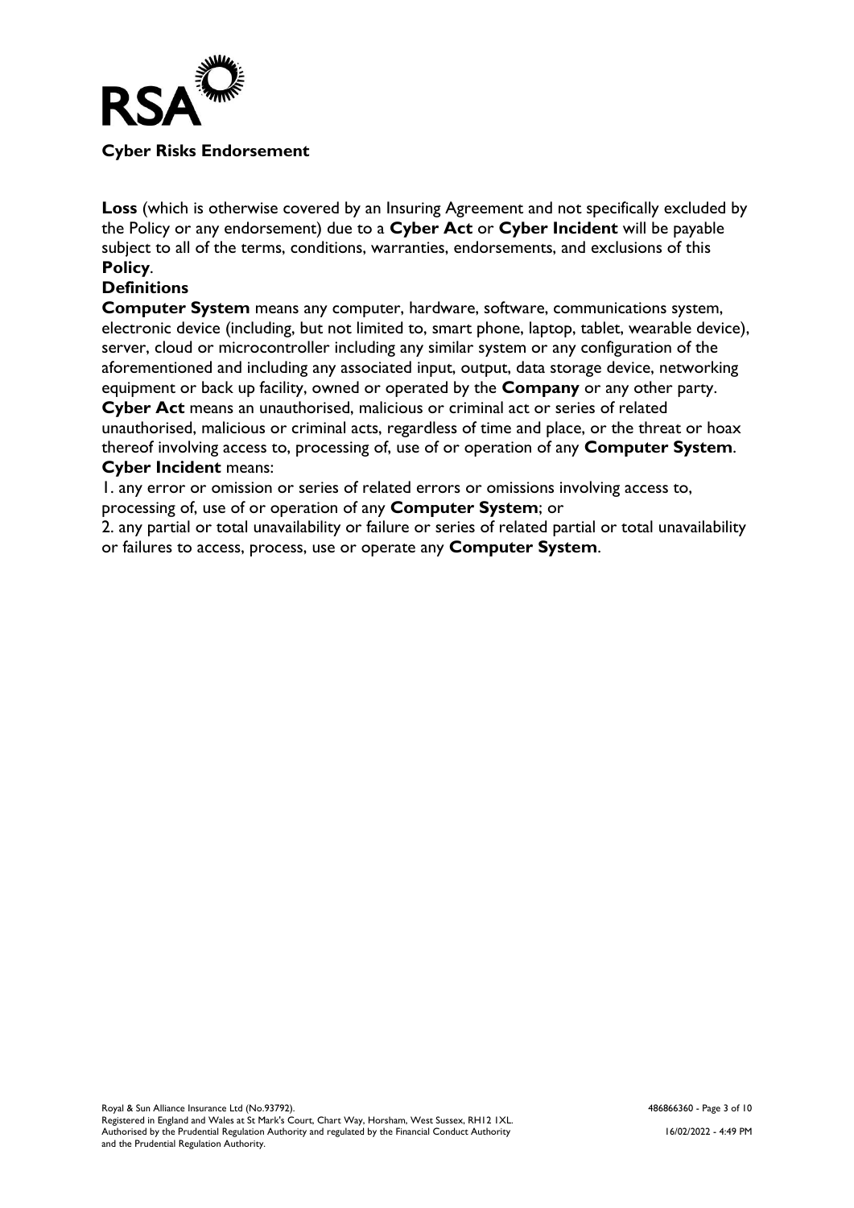## Cyber Risks Endorsement

**Loss** (which is otherwise covered by an Insuring Agreement and not specifically excluded by the Policy or any endorsement) due to a **Cyber Act** or **Cyber Incident** will be payable subject to all of the terms, conditions, warranties, endorsements, and exclusions of this **Policy**.

### Definitions

**Computer System** means any computer, hardware, software, communications system, electronic device (including, but not limited to, smart phone, laptop, tablet, wearable device), server, cloud or microcontroller including any similar system or any configuration of the aforementioned and including any associated input, output, data storage device, networking equipment or back up facility, owned or operated by the **Company** or any other party.

**Cyber Act** means an unauthorised, malicious or criminal act or series of related unauthorised, malicious or criminal acts, regardless of time and place, or the threat or hoax thereof involving access to, processing of, use of or operation of any **Computer System**.

**Cyber Incident** means:

1. any error or omission or series of related errors or omissions involving access to, processing of, use of or operation of any **Computer System**; or
2. any partial or total unavailability or failure or series of related partial or total unavailability or failures to access, process, use or operate any **Computer System**.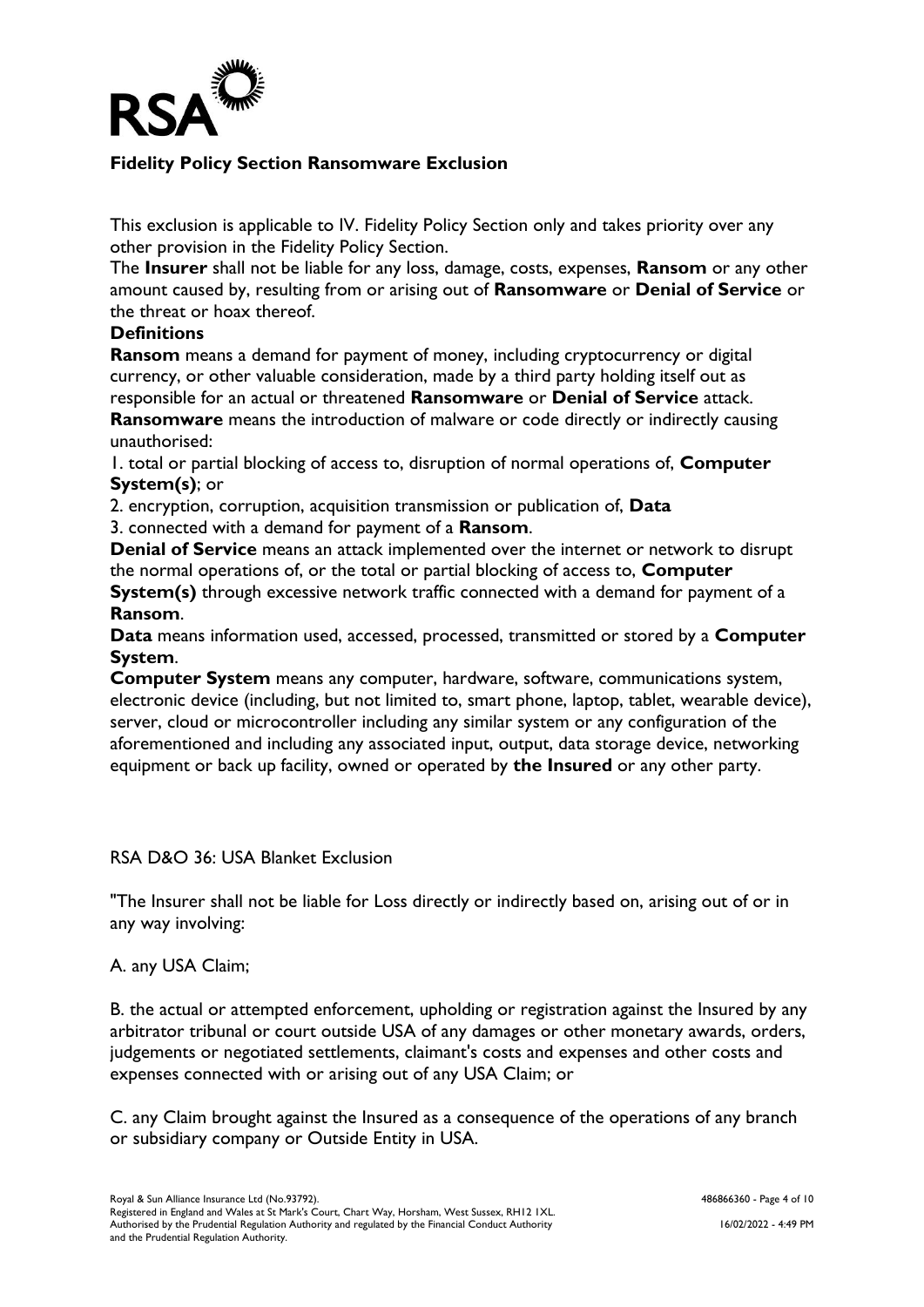## Fidelity Policy Section Ransomware Exclusion

This exclusion is applicable to IV. Fidelity Policy Section only and takes priority over any other provision in the Fidelity Policy Section.

The **Insurer** shall not be liable for any loss, damage, costs, expenses, **Ransom** or any other amount caused by, resulting from or arising out of **Ransomware** or **Denial of Service** or the threat or hoax thereof.

**Definitions**

**Ransom** means a demand for payment of money, including cryptocurrency or digital currency, or other valuable consideration, made by a third party holding itself out as responsible for an actual or threatened **Ransomware** or **Denial of Service** attack.

**Ransomware** means the introduction of malware or code directly or indirectly causing unauthorised:

1. total or partial blocking of access to, disruption of normal operations of, **Computer System(s)**; or
2. encryption, corruption, acquisition transmission or publication of, **Data**
3. connected with a demand for payment of a **Ransom**.

**Denial of Service** means an attack implemented over the internet or network to disrupt the normal operations of, or the total or partial blocking of access to, **Computer System(s)** through excessive network traffic connected with a demand for payment of a **Ransom**.

**Data** means information used, accessed, processed, transmitted or stored by a **Computer System**.

**Computer System** means any computer, hardware, software, communications system, electronic device (including, but not limited to, smart phone, laptop, tablet, wearable device), server, cloud or microcontroller including any similar system or any configuration of the aforementioned and including any associated input, output, data storage device, networking equipment or back up facility, owned or operated by **the Insured** or any other party.

RSA D&O 36: USA Blanket Exclusion

"The Insurer shall not be liable for Loss directly or indirectly based on, arising out of or in any way involving:

A. any USA Claim;

B. the actual or attempted enforcement, upholding or registration against the Insured by any arbitrator tribunal or court outside USA of any damages or other monetary awards, orders, judgements or negotiated settlements, claimant's costs and expenses and other costs and expenses connected with or arising out of any USA Claim; or

C. any Claim brought against the Insured as a consequence of the operations of any branch or subsidiary company or Outside Entity in USA.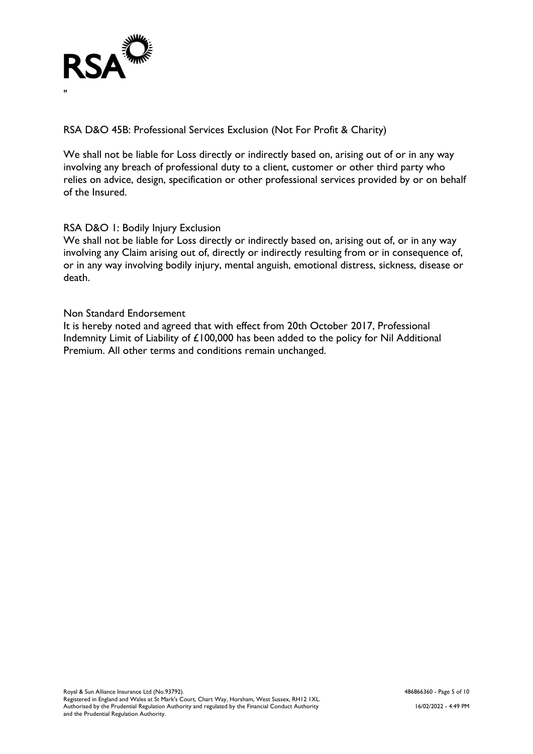"

RSA D&O 45B: Professional Services Exclusion (Not For Profit & Charity)

We shall not be liable for Loss directly or indirectly based on, arising out of or in any way involving any breach of professional duty to a client, customer or other third party who relies on advice, design, specification or other professional services provided by or on behalf of the Insured.

RSA D&O 1: Bodily Injury Exclusion

We shall not be liable for Loss directly or indirectly based on, arising out of, or in any way involving any Claim arising out of, directly or indirectly resulting from or in consequence of, or in any way involving bodily injury, mental anguish, emotional distress, sickness, disease or death.

Non Standard Endorsement

It is hereby noted and agreed that with effect from 20th October 2017, Professional Indemnity Limit of Liability of £100,000 has been added to the policy for Nil Additional Premium. All other terms and conditions remain unchanged.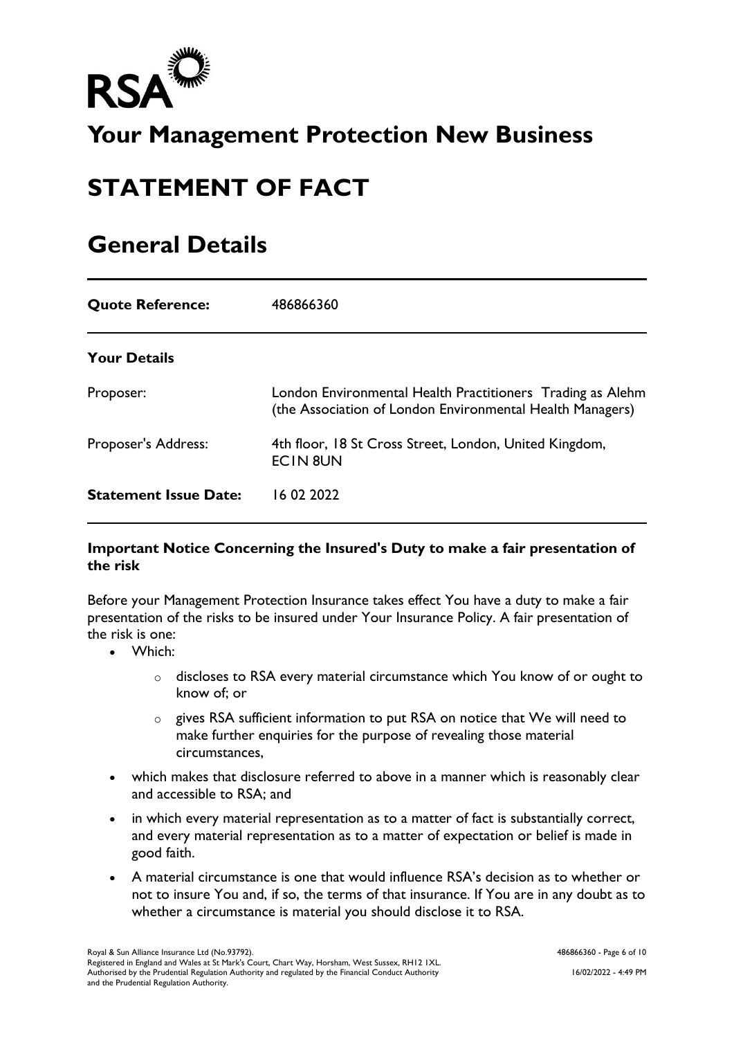RSA

# Your Management Protection New Business

# STATEMENT OF FACT

# General Details

| | |
|---|---|
| **Quote Reference:** | 486866360 |
| **Your Details** | |
| Proposer: | London Environmental Health Practitioners Trading as Alehm (the Association of London Environmental Health Managers) |
| Proposer's Address: | 4th floor, 18 St Cross Street, London, United Kingdom, EC1N 8UN |
| **Statement Issue Date:** | 16 02 2022 |

### Important Notice Concerning the Insured's Duty to make a fair presentation of the risk

Before your Management Protection Insurance takes effect You have a duty to make a fair presentation of the risks to be insured under Your Insurance Policy. A fair presentation of the risk is one:

- Which:
  - discloses to RSA every material circumstance which You know of or ought to know of; or
  - gives RSA sufficient information to put RSA on notice that We will need to make further enquiries for the purpose of revealing those material circumstances,
- which makes that disclosure referred to above in a manner which is reasonably clear and accessible to RSA; and
- in which every material representation as to a matter of fact is substantially correct, and every material representation as to a matter of expectation or belief is made in good faith.
- A material circumstance is one that would influence RSA's decision as to whether or not to insure You and, if so, the terms of that insurance. If You are in any doubt as to whether a circumstance is material you should disclose it to RSA.

Royal & Sun Alliance Insurance Ltd (No.93792).
Registered in England and Wales at St Mark's Court, Chart Way, Horsham, West Sussex, RH12 1XL.
Authorised by the Prudential Regulation Authority and regulated by the Financial Conduct Authority and the Prudential Regulation Authority.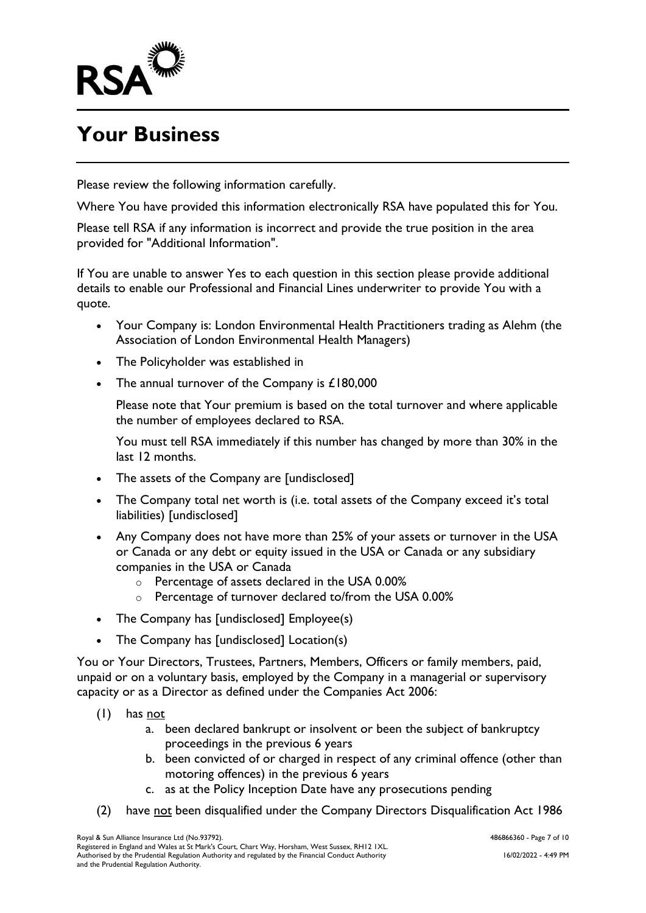# Your Business

Please review the following information carefully.

Where You have provided this information electronically RSA have populated this for You.

Please tell RSA if any information is incorrect and provide the true position in the area provided for "Additional Information".

If You are unable to answer Yes to each question in this section please provide additional details to enable our Professional and Financial Lines underwriter to provide You with a quote.

- Your Company is: London Environmental Health Practitioners trading as Alehm (the Association of London Environmental Health Managers)
- The Policyholder was established in
- The annual turnover of the Company is £180,000

  Please note that Your premium is based on the total turnover and where applicable the number of employees declared to RSA.

  You must tell RSA immediately if this number has changed by more than 30% in the last 12 months.
- The assets of the Company are [undisclosed]
- The Company total net worth is (i.e. total assets of the Company exceed it's total liabilities) [undisclosed]
- Any Company does not have more than 25% of your assets or turnover in the USA or Canada or any debt or equity issued in the USA or Canada or any subsidiary companies in the USA or Canada
  - Percentage of assets declared in the USA 0.00%
  - Percentage of turnover declared to/from the USA 0.00%
- The Company has [undisclosed] Employee(s)
- The Company has [undisclosed] Location(s)

You or Your Directors, Trustees, Partners, Members, Officers or family members, paid, unpaid or on a voluntary basis, employed by the Company in a managerial or supervisory capacity or as a Director as defined under the Companies Act 2006:

(1) has <u>not</u>
   a. been declared bankrupt or insolvent or been the subject of bankruptcy proceedings in the previous 6 years
   b. been convicted of or charged in respect of any criminal offence (other than motoring offences) in the previous 6 years
   c. as at the Policy Inception Date have any prosecutions pending

(2) have <u>not</u> been disqualified under the Company Directors Disqualification Act 1986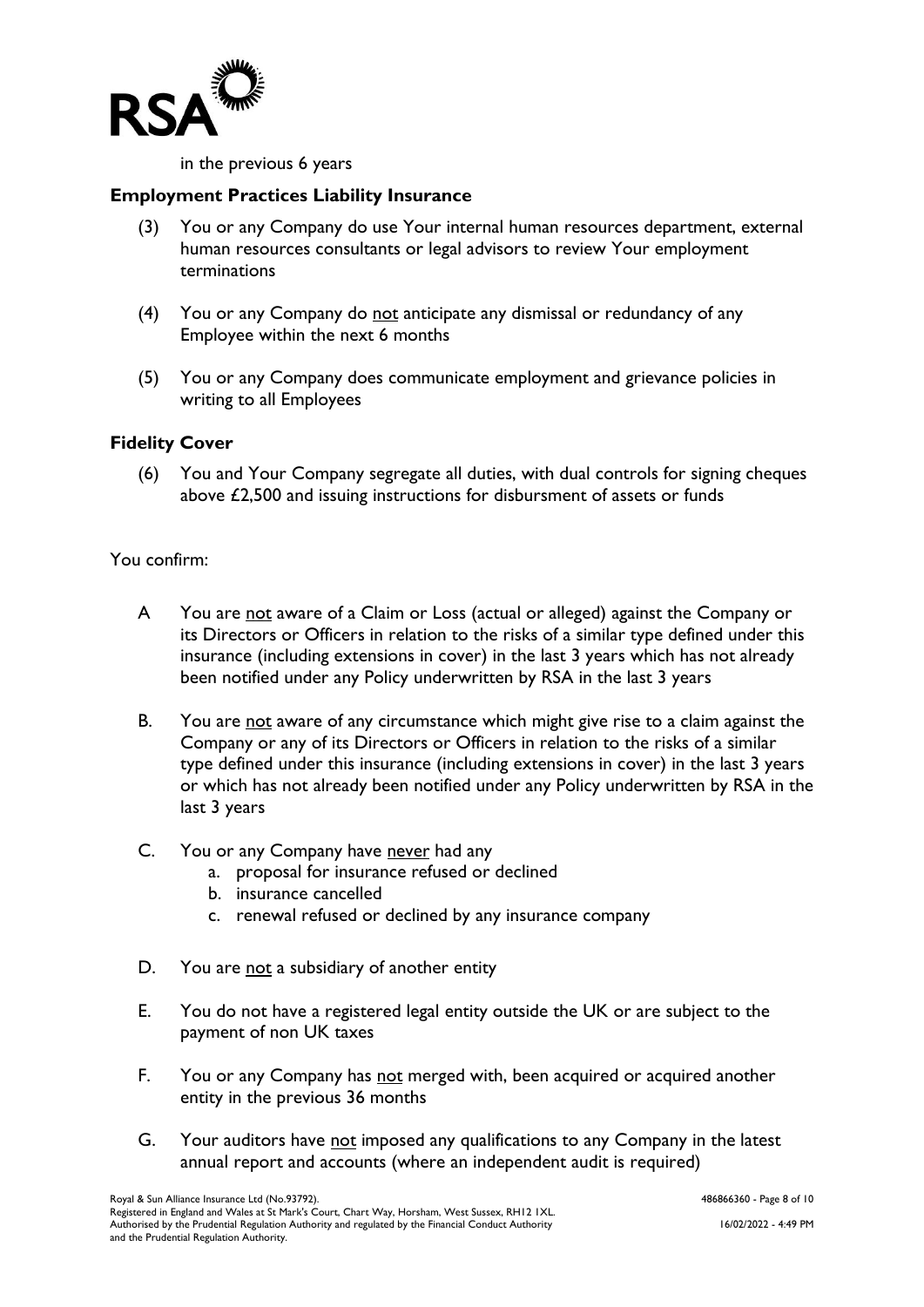in the previous 6 years

**Employment Practices Liability Insurance**

(3) You or any Company do use Your internal human resources department, external human resources consultants or legal advisors to review Your employment terminations

(4) You or any Company do not anticipate any dismissal or redundancy of any Employee within the next 6 months

(5) You or any Company does communicate employment and grievance policies in writing to all Employees

**Fidelity Cover**

(6) You and Your Company segregate all duties, with dual controls for signing cheques above £2,500 and issuing instructions for disbursment of assets or funds

You confirm:

A You are not aware of a Claim or Loss (actual or alleged) against the Company or its Directors or Officers in relation to the risks of a similar type defined under this insurance (including extensions in cover) in the last 3 years which has not already been notified under any Policy underwritten by RSA in the last 3 years

B. You are not aware of any circumstance which might give rise to a claim against the Company or any of its Directors or Officers in relation to the risks of a similar type defined under this insurance (including extensions in cover) in the last 3 years or which has not already been notified under any Policy underwritten by RSA in the last 3 years

C. You or any Company have never had any
   a. proposal for insurance refused or declined
   b. insurance cancelled
   c. renewal refused or declined by any insurance company

D. You are not a subsidiary of another entity

E. You do not have a registered legal entity outside the UK or are subject to the payment of non UK taxes

F. You or any Company has not merged with, been acquired or acquired another entity in the previous 36 months

G. Your auditors have not imposed any qualifications to any Company in the latest annual report and accounts (where an independent audit is required)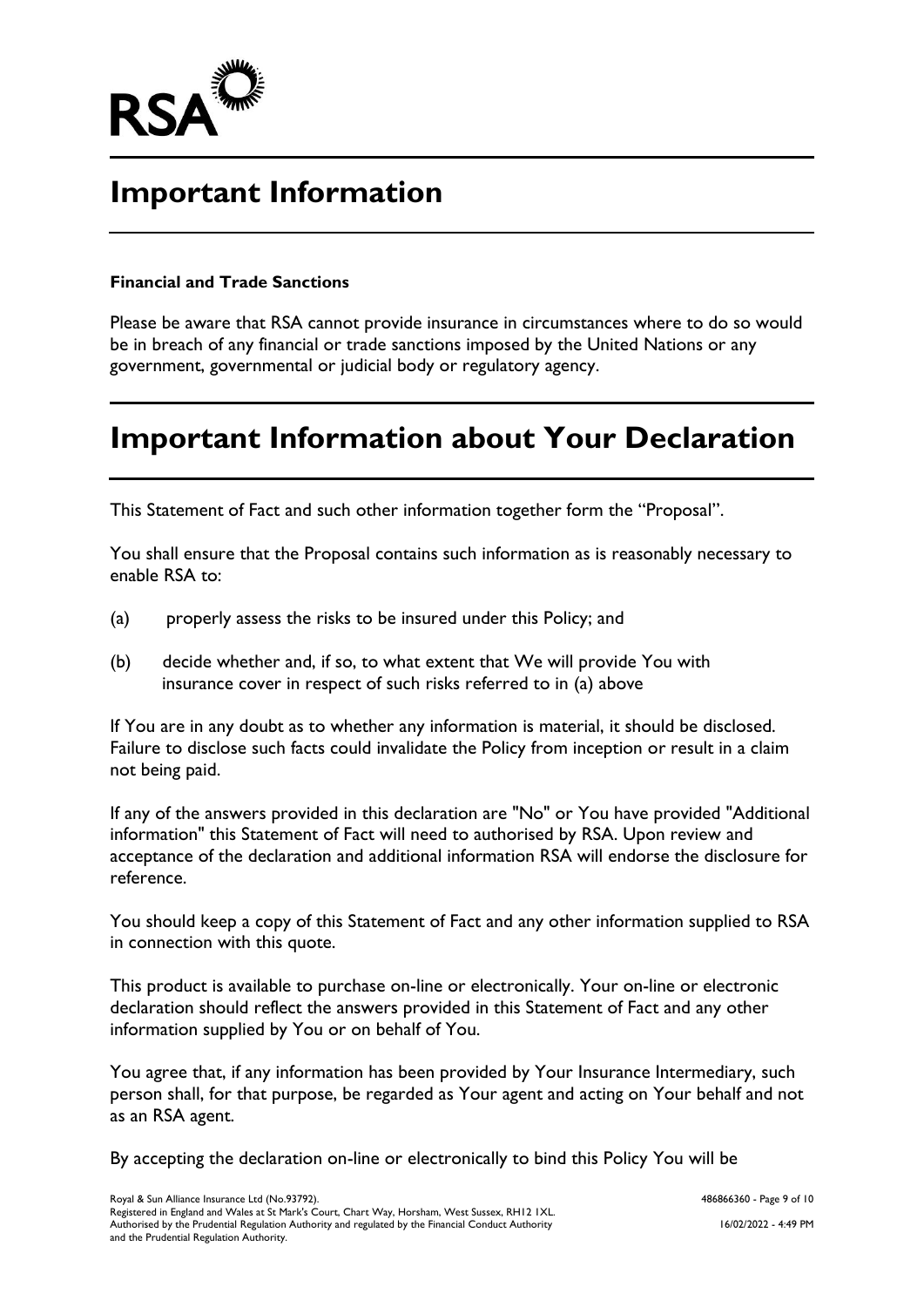# Important Information

**Financial and Trade Sanctions**

Please be aware that RSA cannot provide insurance in circumstances where to do so would be in breach of any financial or trade sanctions imposed by the United Nations or any government, governmental or judicial body or regulatory agency.

# Important Information about Your Declaration

This Statement of Fact and such other information together form the "Proposal".

You shall ensure that the Proposal contains such information as is reasonably necessary to enable RSA to:

(a) properly assess the risks to be insured under this Policy; and

(b) decide whether and, if so, to what extent that We will provide You with insurance cover in respect of such risks referred to in (a) above

If You are in any doubt as to whether any information is material, it should be disclosed. Failure to disclose such facts could invalidate the Policy from inception or result in a claim not being paid.

If any of the answers provided in this declaration are "No" or You have provided "Additional information" this Statement of Fact will need to authorised by RSA. Upon review and acceptance of the declaration and additional information RSA will endorse the disclosure for reference.

You should keep a copy of this Statement of Fact and any other information supplied to RSA in connection with this quote.

This product is available to purchase on-line or electronically. Your on-line or electronic declaration should reflect the answers provided in this Statement of Fact and any other information supplied by You or on behalf of You.

You agree that, if any information has been provided by Your Insurance Intermediary, such person shall, for that purpose, be regarded as Your agent and acting on Your behalf and not as an RSA agent.

By accepting the declaration on-line or electronically to bind this Policy You will be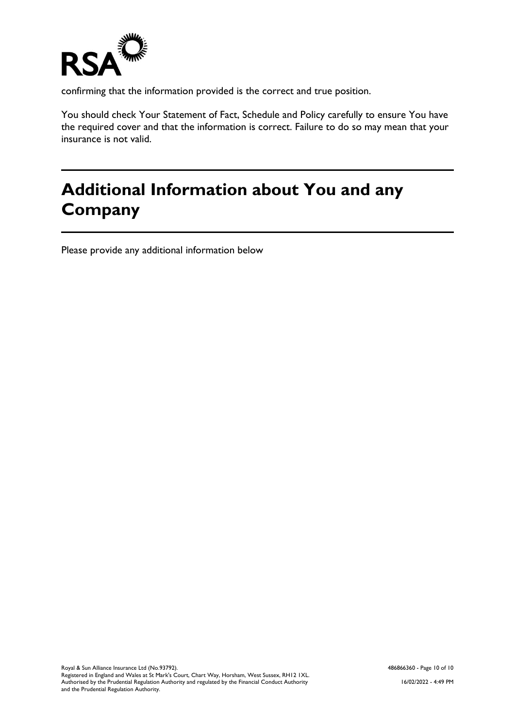confirming that the information provided is the correct and true position.

You should check Your Statement of Fact, Schedule and Policy carefully to ensure You have the required cover and that the information is correct. Failure to do so may mean that your insurance is not valid.

## Additional Information about You and any Company

Please provide any additional information below

Royal & Sun Alliance Insurance Ltd (No.93792).
Registered in England and Wales at St Mark's Court, Chart Way, Horsham, West Sussex, RH12 1XL.
Authorised by the Prudential Regulation Authority and regulated by the Financial Conduct Authority and the Prudential Regulation Authority.

486866360

16/02/2022 - 4:49 PM